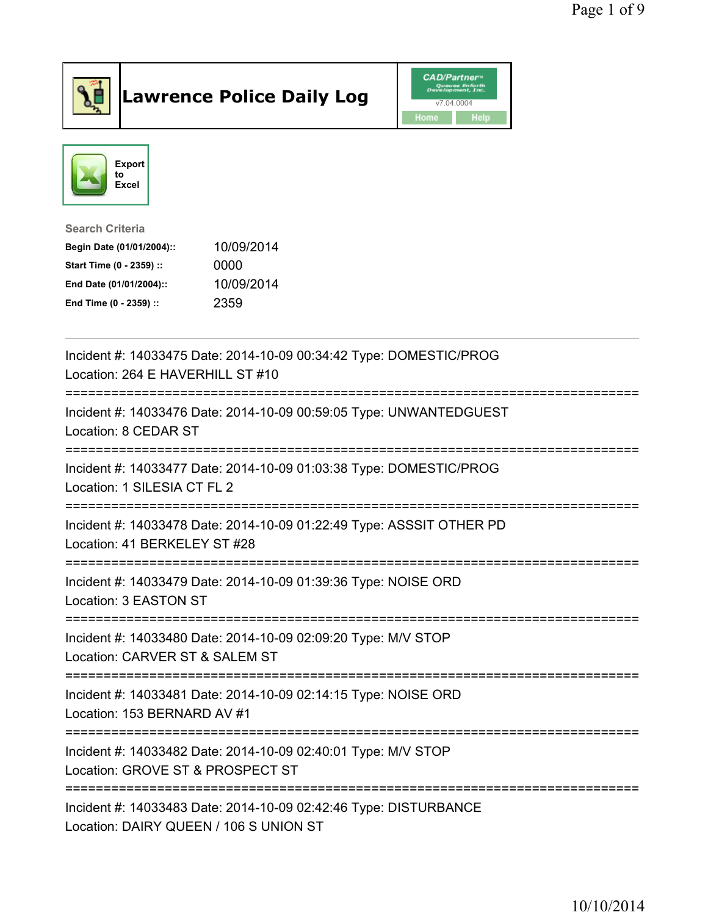# Lawrence Police Daily Log

CAD/Partner
v7.04.0004
Home Help

Export to Excel

**Search Criteria**

| | |
|---|---|
| **Begin Date (01/01/2004)::** | 10/09/2014 |
| **Start Time (0 - 2359) ::** | 0000 |
| **End Date (01/01/2004)::** | 10/09/2014 |
| **End Time (0 - 2359) ::** | 2359 |

---

Incident #: 14033475 Date: 2014-10-09 00:34:42 Type: DOMESTIC/PROG
Location: 264 E HAVERHILL ST #10

===========================================================================

Incident #: 14033476 Date: 2014-10-09 00:59:05 Type: UNWANTEDGUEST
Location: 8 CEDAR ST

===========================================================================

Incident #: 14033477 Date: 2014-10-09 01:03:38 Type: DOMESTIC/PROG
Location: 1 SILESIA CT FL 2

===========================================================================

Incident #: 14033478 Date: 2014-10-09 01:22:49 Type: ASSSIT OTHER PD
Location: 41 BERKELEY ST #28

===========================================================================

Incident #: 14033479 Date: 2014-10-09 01:39:36 Type: NOISE ORD
Location: 3 EASTON ST

===========================================================================

Incident #: 14033480 Date: 2014-10-09 02:09:20 Type: M/V STOP
Location: CARVER ST & SALEM ST

===========================================================================

Incident #: 14033481 Date: 2014-10-09 02:14:15 Type: NOISE ORD
Location: 153 BERNARD AV #1

===========================================================================

Incident #: 14033482 Date: 2014-10-09 02:40:01 Type: M/V STOP
Location: GROVE ST & PROSPECT ST

===========================================================================

Incident #: 14033483 Date: 2014-10-09 02:42:46 Type: DISTURBANCE
Location: DAIRY QUEEN / 106 S UNION ST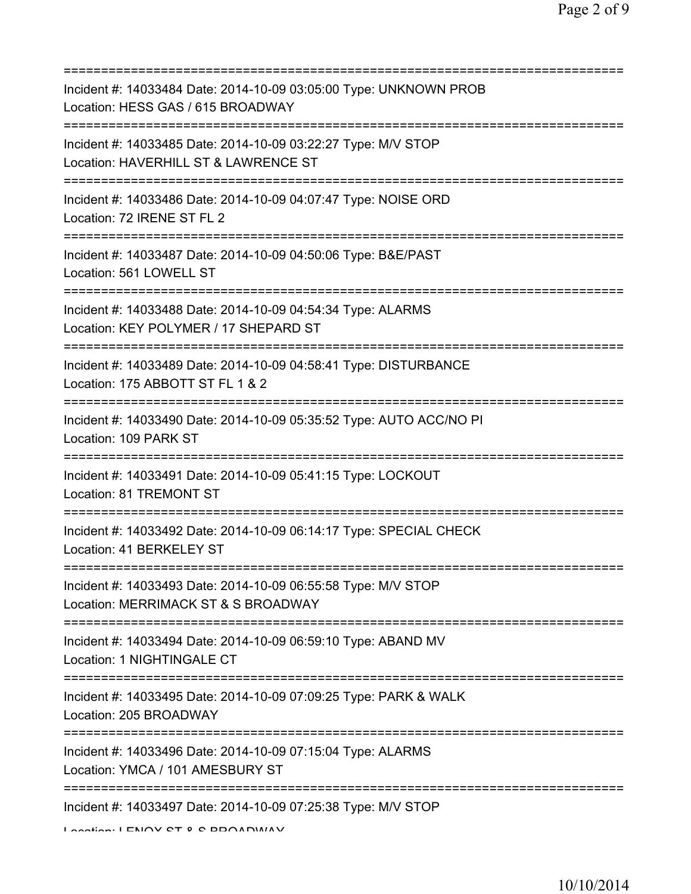Incident #: 14033484 Date: 2014-10-09 03:05:00 Type: UNKNOWN PROB
Location: HESS GAS / 615 BROADWAY

Incident #: 14033485 Date: 2014-10-09 03:22:27 Type: M/V STOP
Location: HAVERHILL ST & LAWRENCE ST

Incident #: 14033486 Date: 2014-10-09 04:07:47 Type: NOISE ORD
Location: 72 IRENE ST FL 2

Incident #: 14033487 Date: 2014-10-09 04:50:06 Type: B&E/PAST
Location: 561 LOWELL ST

Incident #: 14033488 Date: 2014-10-09 04:54:34 Type: ALARMS
Location: KEY POLYMER / 17 SHEPARD ST

Incident #: 14033489 Date: 2014-10-09 04:58:41 Type: DISTURBANCE
Location: 175 ABBOTT ST FL 1 & 2

Incident #: 14033490 Date: 2014-10-09 05:35:52 Type: AUTO ACC/NO PI
Location: 109 PARK ST

Incident #: 14033491 Date: 2014-10-09 05:41:15 Type: LOCKOUT
Location: 81 TREMONT ST

Incident #: 14033492 Date: 2014-10-09 06:14:17 Type: SPECIAL CHECK
Location: 41 BERKELEY ST

Incident #: 14033493 Date: 2014-10-09 06:55:58 Type: M/V STOP
Location: MERRIMACK ST & S BROADWAY

Incident #: 14033494 Date: 2014-10-09 06:59:10 Type: ABAND MV
Location: 1 NIGHTINGALE CT

Incident #: 14033495 Date: 2014-10-09 07:09:25 Type: PARK & WALK
Location: 205 BROADWAY

Incident #: 14033496 Date: 2014-10-09 07:15:04 Type: ALARMS
Location: YMCA / 101 AMESBURY ST

Incident #: 14033497 Date: 2014-10-09 07:25:38 Type: M/V STOP
Location: LENOX ST & S BROADWAY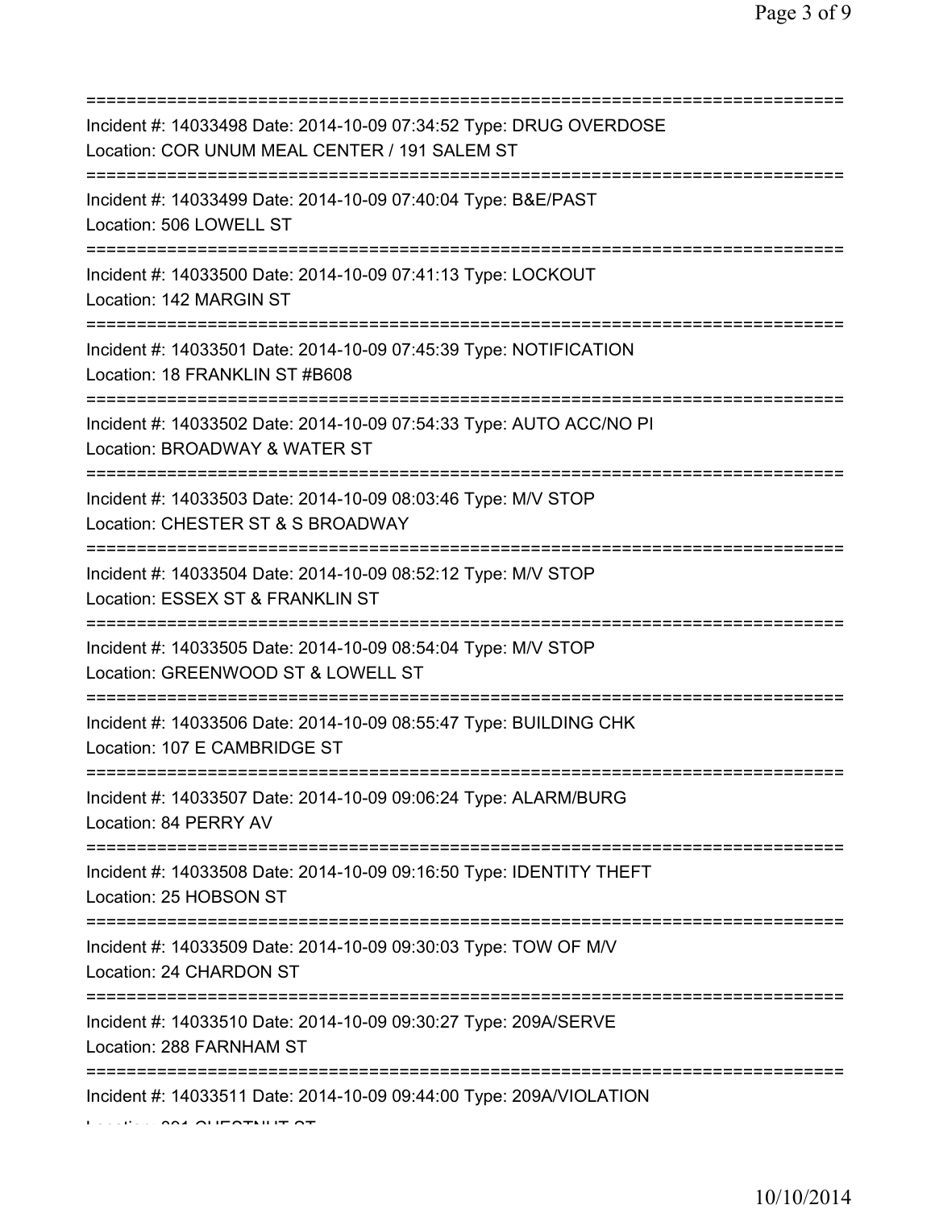===========================================================================
Incident #: 14033498 Date: 2014-10-09 07:34:52 Type: DRUG OVERDOSE
Location: COR UNUM MEAL CENTER / 191 SALEM ST
===========================================================================
Incident #: 14033499 Date: 2014-10-09 07:40:04 Type: B&E/PAST
Location: 506 LOWELL ST
===========================================================================
Incident #: 14033500 Date: 2014-10-09 07:41:13 Type: LOCKOUT
Location: 142 MARGIN ST
===========================================================================
Incident #: 14033501 Date: 2014-10-09 07:45:39 Type: NOTIFICATION
Location: 18 FRANKLIN ST #B608
===========================================================================
Incident #: 14033502 Date: 2014-10-09 07:54:33 Type: AUTO ACC/NO PI
Location: BROADWAY & WATER ST
===========================================================================
Incident #: 14033503 Date: 2014-10-09 08:03:46 Type: M/V STOP
Location: CHESTER ST & S BROADWAY
===========================================================================
Incident #: 14033504 Date: 2014-10-09 08:52:12 Type: M/V STOP
Location: ESSEX ST & FRANKLIN ST
===========================================================================
Incident #: 14033505 Date: 2014-10-09 08:54:04 Type: M/V STOP
Location: GREENWOOD ST & LOWELL ST
===========================================================================
Incident #: 14033506 Date: 2014-10-09 08:55:47 Type: BUILDING CHK
Location: 107 E CAMBRIDGE ST
===========================================================================
Incident #: 14033507 Date: 2014-10-09 09:06:24 Type: ALARM/BURG
Location: 84 PERRY AV
===========================================================================
Incident #: 14033508 Date: 2014-10-09 09:16:50 Type: IDENTITY THEFT
Location: 25 HOBSON ST
===========================================================================
Incident #: 14033509 Date: 2014-10-09 09:30:03 Type: TOW OF M/V
Location: 24 CHARDON ST
===========================================================================
Incident #: 14033510 Date: 2014-10-09 09:30:27 Type: 209A/SERVE
Location: 288 FARNHAM ST
===========================================================================
Incident #: 14033511 Date: 2014-10-09 09:44:00 Type: 209A/VIOLATION
Location: 201 CHESTNUT ST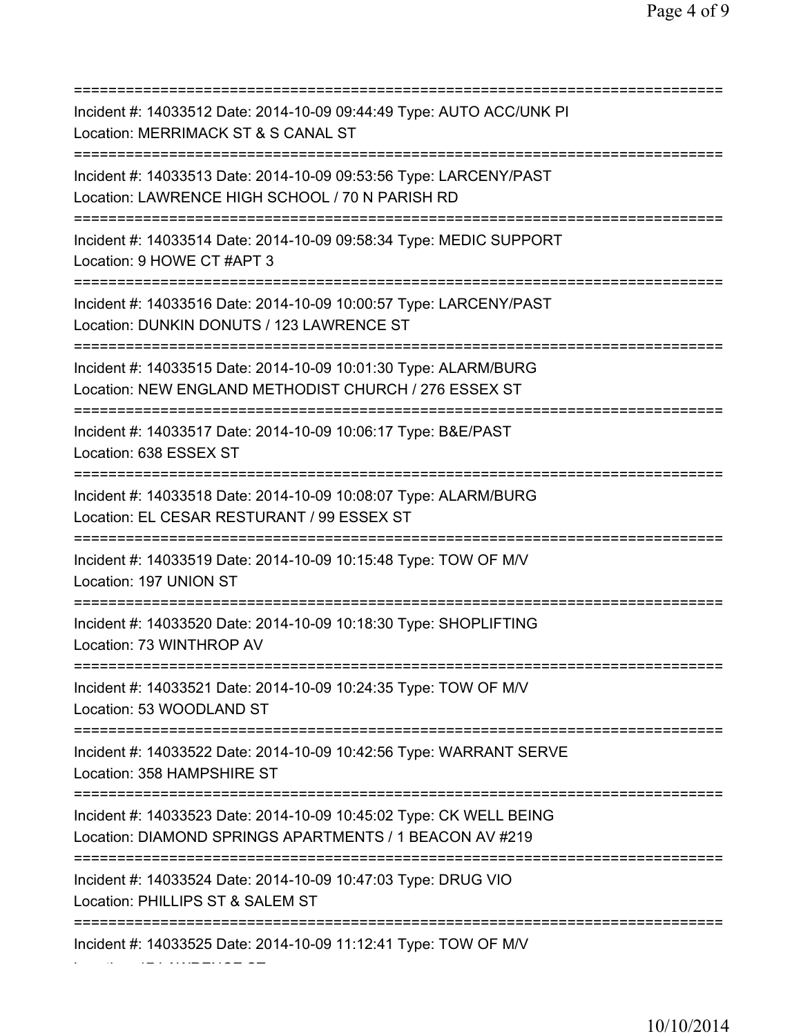===========================================================================

Incident #: 14033512 Date: 2014-10-09 09:44:49 Type: AUTO ACC/UNK PI
Location: MERRIMACK ST & S CANAL ST

===========================================================================

Incident #: 14033513 Date: 2014-10-09 09:53:56 Type: LARCENY/PAST
Location: LAWRENCE HIGH SCHOOL / 70 N PARISH RD

===========================================================================

Incident #: 14033514 Date: 2014-10-09 09:58:34 Type: MEDIC SUPPORT
Location: 9 HOWE CT #APT 3

===========================================================================

Incident #: 14033516 Date: 2014-10-09 10:00:57 Type: LARCENY/PAST
Location: DUNKIN DONUTS / 123 LAWRENCE ST

===========================================================================

Incident #: 14033515 Date: 2014-10-09 10:01:30 Type: ALARM/BURG
Location: NEW ENGLAND METHODIST CHURCH / 276 ESSEX ST

===========================================================================

Incident #: 14033517 Date: 2014-10-09 10:06:17 Type: B&E/PAST
Location: 638 ESSEX ST

===========================================================================

Incident #: 14033518 Date: 2014-10-09 10:08:07 Type: ALARM/BURG
Location: EL CESAR RESTURANT / 99 ESSEX ST

===========================================================================

Incident #: 14033519 Date: 2014-10-09 10:15:48 Type: TOW OF M/V
Location: 197 UNION ST

===========================================================================

Incident #: 14033520 Date: 2014-10-09 10:18:30 Type: SHOPLIFTING
Location: 73 WINTHROP AV

===========================================================================

Incident #: 14033521 Date: 2014-10-09 10:24:35 Type: TOW OF M/V
Location: 53 WOODLAND ST

===========================================================================

Incident #: 14033522 Date: 2014-10-09 10:42:56 Type: WARRANT SERVE
Location: 358 HAMPSHIRE ST

===========================================================================

Incident #: 14033523 Date: 2014-10-09 10:45:02 Type: CK WELL BEING
Location: DIAMOND SPRINGS APARTMENTS / 1 BEACON AV #219

===========================================================================

Incident #: 14033524 Date: 2014-10-09 10:47:03 Type: DRUG VIO
Location: PHILLIPS ST & SALEM ST

===========================================================================

Incident #: 14033525 Date: 2014-10-09 11:12:41 Type: TOW OF M/V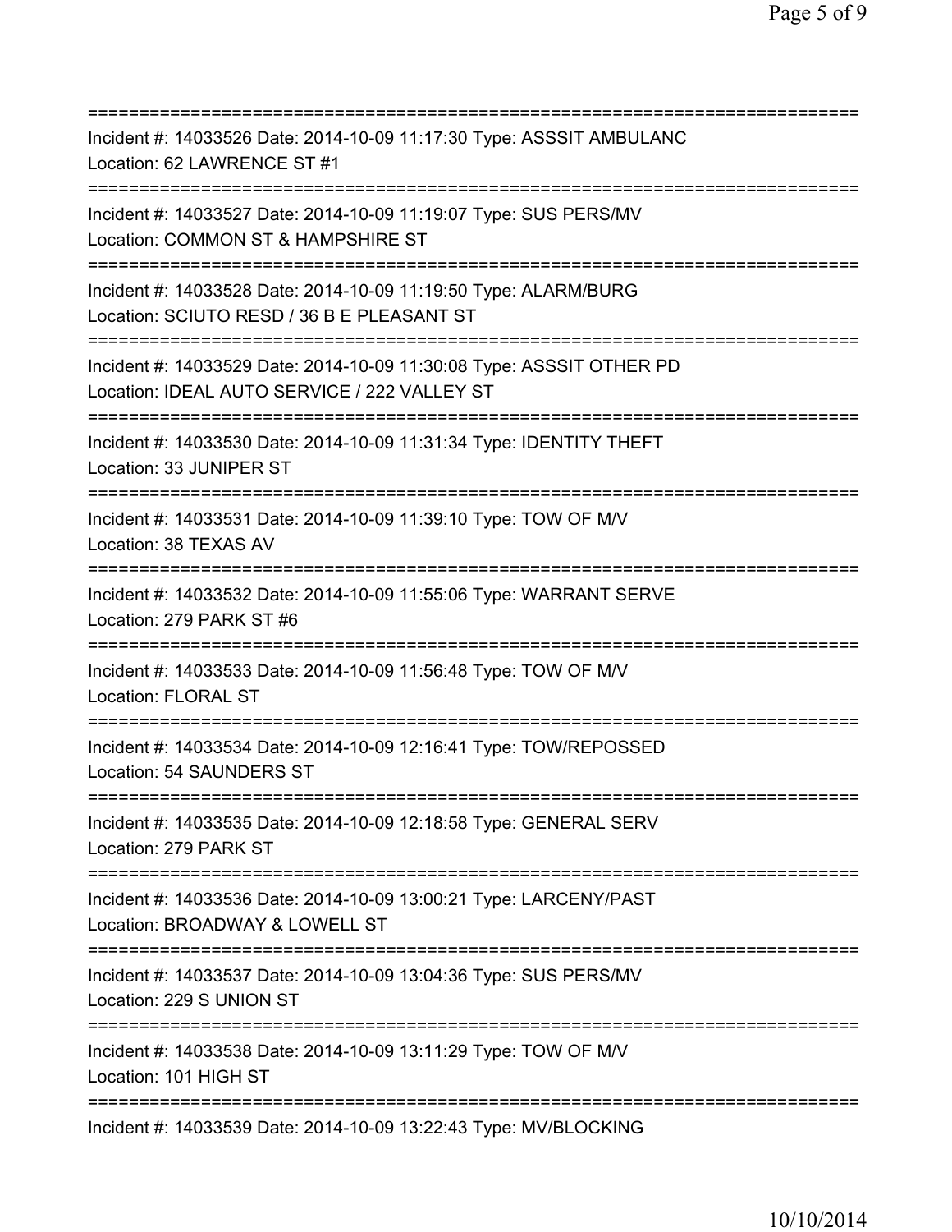==============================================================================
Incident #: 14033526 Date: 2014-10-09 11:17:30 Type: ASSSIT AMBULANC
Location: 62 LAWRENCE ST #1
==============================================================================
Incident #: 14033527 Date: 2014-10-09 11:19:07 Type: SUS PERS/MV
Location: COMMON ST & HAMPSHIRE ST
==============================================================================
Incident #: 14033528 Date: 2014-10-09 11:19:50 Type: ALARM/BURG
Location: SCIUTO RESD / 36 B E PLEASANT ST
==============================================================================
Incident #: 14033529 Date: 2014-10-09 11:30:08 Type: ASSSIT OTHER PD
Location: IDEAL AUTO SERVICE / 222 VALLEY ST
==============================================================================
Incident #: 14033530 Date: 2014-10-09 11:31:34 Type: IDENTITY THEFT
Location: 33 JUNIPER ST
==============================================================================
Incident #: 14033531 Date: 2014-10-09 11:39:10 Type: TOW OF M/V
Location: 38 TEXAS AV
==============================================================================
Incident #: 14033532 Date: 2014-10-09 11:55:06 Type: WARRANT SERVE
Location: 279 PARK ST #6
==============================================================================
Incident #: 14033533 Date: 2014-10-09 11:56:48 Type: TOW OF M/V
Location: FLORAL ST
==============================================================================
Incident #: 14033534 Date: 2014-10-09 12:16:41 Type: TOW/REPOSSED
Location: 54 SAUNDERS ST
==============================================================================
Incident #: 14033535 Date: 2014-10-09 12:18:58 Type: GENERAL SERV
Location: 279 PARK ST
==============================================================================
Incident #: 14033536 Date: 2014-10-09 13:00:21 Type: LARCENY/PAST
Location: BROADWAY & LOWELL ST
==============================================================================
Incident #: 14033537 Date: 2014-10-09 13:04:36 Type: SUS PERS/MV
Location: 229 S UNION ST
==============================================================================
Incident #: 14033538 Date: 2014-10-09 13:11:29 Type: TOW OF M/V
Location: 101 HIGH ST
==============================================================================
Incident #: 14033539 Date: 2014-10-09 13:22:43 Type: MV/BLOCKING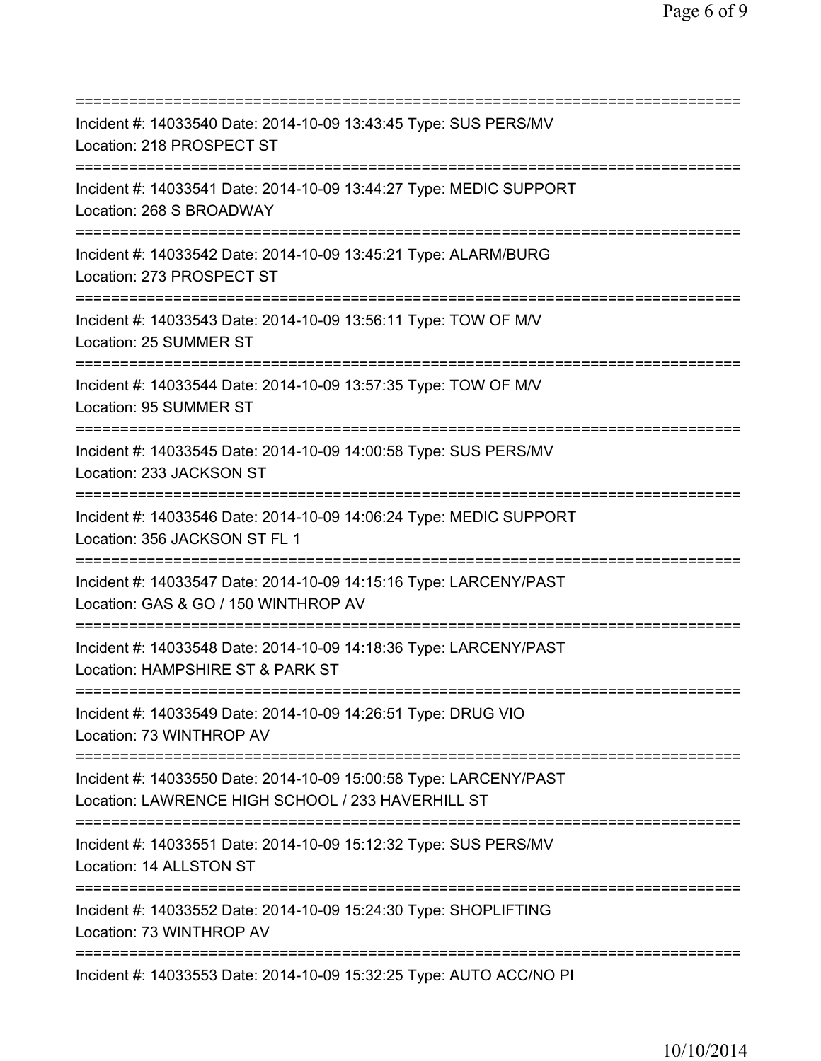===========================================================================
Incident #: 14033540 Date: 2014-10-09 13:43:45 Type: SUS PERS/MV
Location: 218 PROSPECT ST
===========================================================================
Incident #: 14033541 Date: 2014-10-09 13:44:27 Type: MEDIC SUPPORT
Location: 268 S BROADWAY
===========================================================================
Incident #: 14033542 Date: 2014-10-09 13:45:21 Type: ALARM/BURG
Location: 273 PROSPECT ST
===========================================================================
Incident #: 14033543 Date: 2014-10-09 13:56:11 Type: TOW OF M/V
Location: 25 SUMMER ST
===========================================================================
Incident #: 14033544 Date: 2014-10-09 13:57:35 Type: TOW OF M/V
Location: 95 SUMMER ST
===========================================================================
Incident #: 14033545 Date: 2014-10-09 14:00:58 Type: SUS PERS/MV
Location: 233 JACKSON ST
===========================================================================
Incident #: 14033546 Date: 2014-10-09 14:06:24 Type: MEDIC SUPPORT
Location: 356 JACKSON ST FL 1
===========================================================================
Incident #: 14033547 Date: 2014-10-09 14:15:16 Type: LARCENY/PAST
Location: GAS & GO / 150 WINTHROP AV
===========================================================================
Incident #: 14033548 Date: 2014-10-09 14:18:36 Type: LARCENY/PAST
Location: HAMPSHIRE ST & PARK ST
===========================================================================
Incident #: 14033549 Date: 2014-10-09 14:26:51 Type: DRUG VIO
Location: 73 WINTHROP AV
===========================================================================
Incident #: 14033550 Date: 2014-10-09 15:00:58 Type: LARCENY/PAST
Location: LAWRENCE HIGH SCHOOL / 233 HAVERHILL ST
===========================================================================
Incident #: 14033551 Date: 2014-10-09 15:12:32 Type: SUS PERS/MV
Location: 14 ALLSTON ST
===========================================================================
Incident #: 14033552 Date: 2014-10-09 15:24:30 Type: SHOPLIFTING
Location: 73 WINTHROP AV
===========================================================================
Incident #: 14033553 Date: 2014-10-09 15:32:25 Type: AUTO ACC/NO PI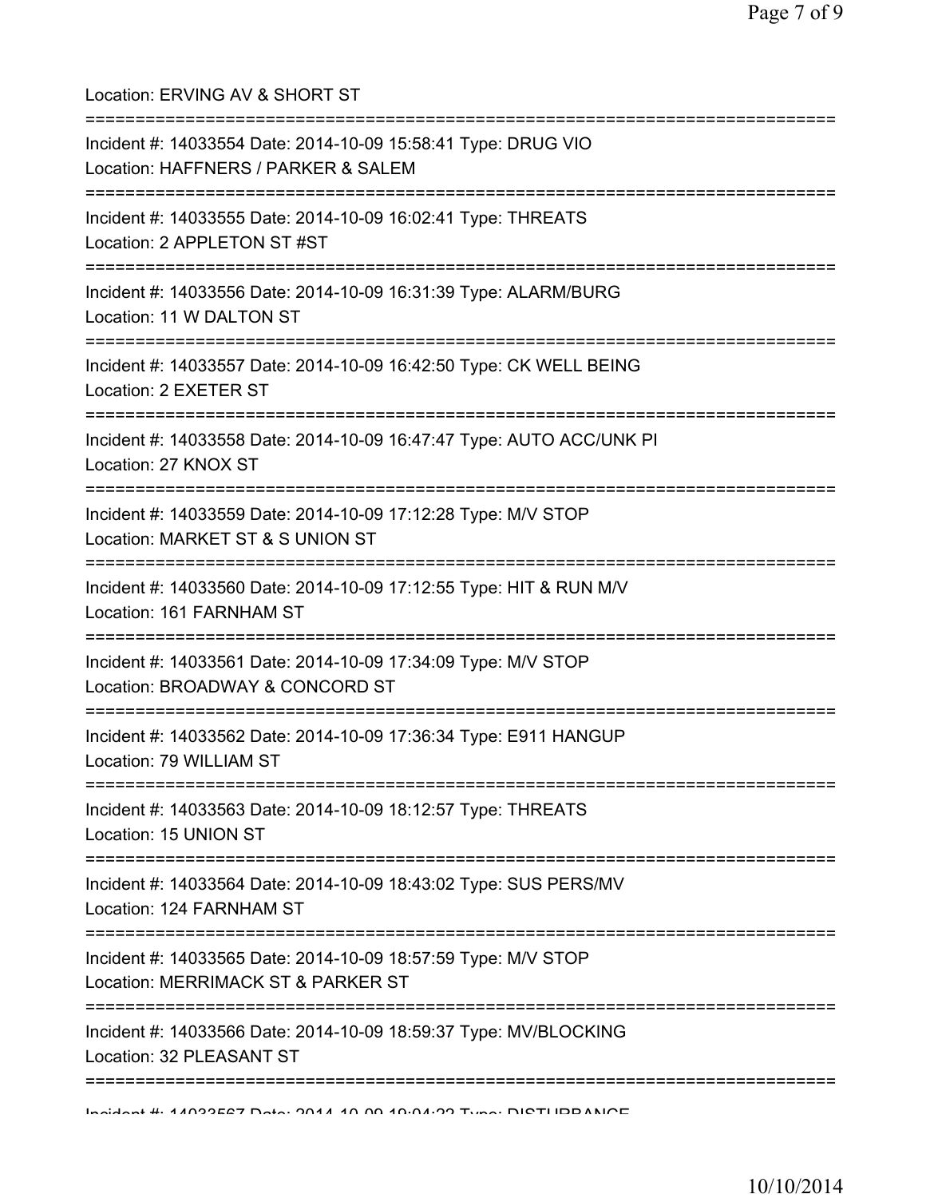Location: ERVING AV & SHORT ST

===========================================================================

Incident #: 14033554 Date: 2014-10-09 15:58:41 Type: DRUG VIO
Location: HAFFNERS / PARKER & SALEM

===========================================================================

Incident #: 14033555 Date: 2014-10-09 16:02:41 Type: THREATS
Location: 2 APPLETON ST #ST

===========================================================================

Incident #: 14033556 Date: 2014-10-09 16:31:39 Type: ALARM/BURG
Location: 11 W DALTON ST

===========================================================================

Incident #: 14033557 Date: 2014-10-09 16:42:50 Type: CK WELL BEING
Location: 2 EXETER ST

===========================================================================

Incident #: 14033558 Date: 2014-10-09 16:47:47 Type: AUTO ACC/UNK PI
Location: 27 KNOX ST

===========================================================================

Incident #: 14033559 Date: 2014-10-09 17:12:28 Type: M/V STOP
Location: MARKET ST & S UNION ST

===========================================================================

Incident #: 14033560 Date: 2014-10-09 17:12:55 Type: HIT & RUN M/V
Location: 161 FARNHAM ST

===========================================================================

Incident #: 14033561 Date: 2014-10-09 17:34:09 Type: M/V STOP
Location: BROADWAY & CONCORD ST

===========================================================================

Incident #: 14033562 Date: 2014-10-09 17:36:34 Type: E911 HANGUP
Location: 79 WILLIAM ST

===========================================================================

Incident #: 14033563 Date: 2014-10-09 18:12:57 Type: THREATS
Location: 15 UNION ST

===========================================================================

Incident #: 14033564 Date: 2014-10-09 18:43:02 Type: SUS PERS/MV
Location: 124 FARNHAM ST

===========================================================================

Incident #: 14033565 Date: 2014-10-09 18:57:59 Type: M/V STOP
Location: MERRIMACK ST & PARKER ST

===========================================================================

Incident #: 14033566 Date: 2014-10-09 18:59:37 Type: MV/BLOCKING
Location: 32 PLEASANT ST

===========================================================================

Incident #: 14033567 Date: 2014-10-09 19:04:22 Type: DISTURBANCE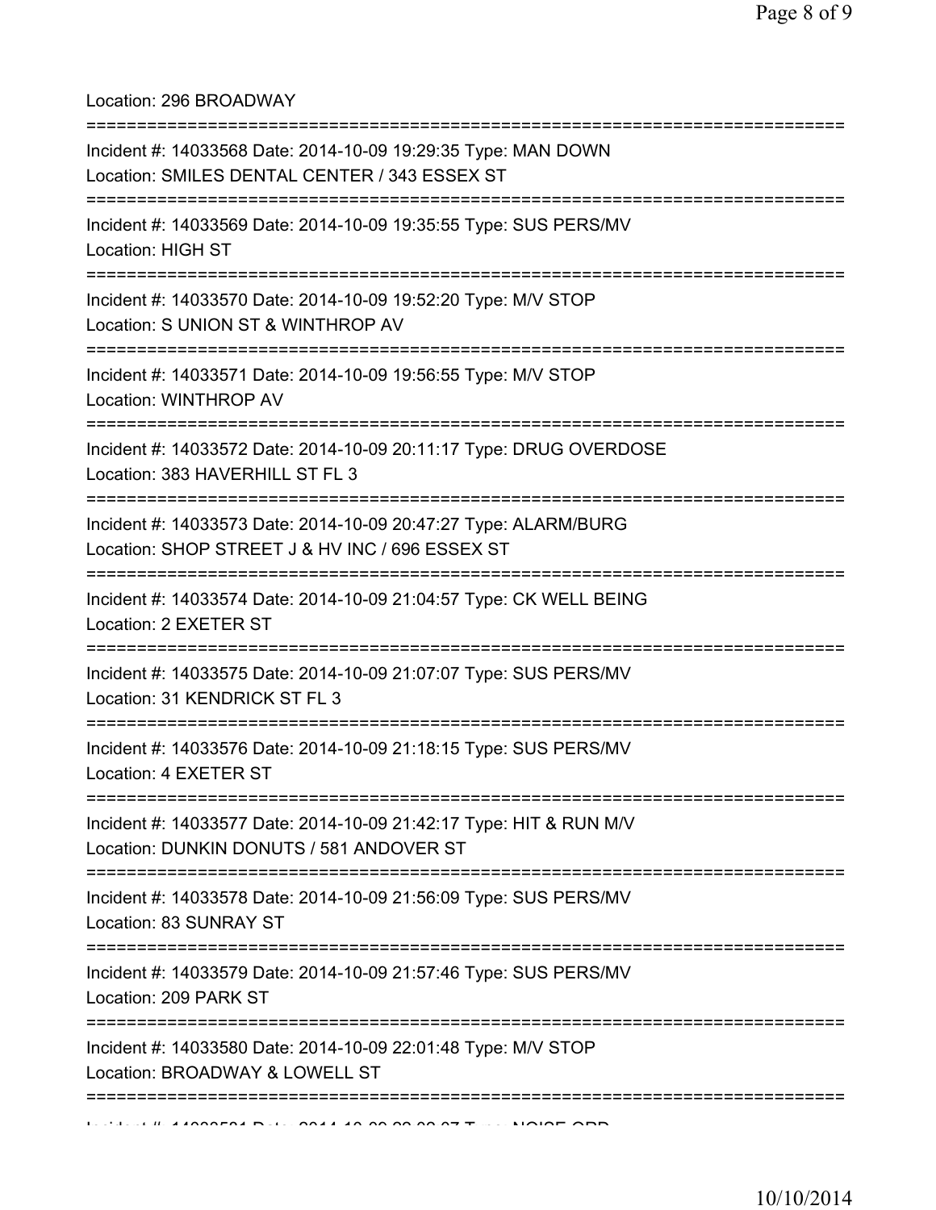Location: 296 BROADWAY

===========================================================================

Incident #: 14033568 Date: 2014-10-09 19:29:35 Type: MAN DOWN
Location: SMILES DENTAL CENTER / 343 ESSEX ST

===========================================================================

Incident #: 14033569 Date: 2014-10-09 19:35:55 Type: SUS PERS/MV
Location: HIGH ST

===========================================================================

Incident #: 14033570 Date: 2014-10-09 19:52:20 Type: M/V STOP
Location: S UNION ST & WINTHROP AV

===========================================================================

Incident #: 14033571 Date: 2014-10-09 19:56:55 Type: M/V STOP
Location: WINTHROP AV

===========================================================================

Incident #: 14033572 Date: 2014-10-09 20:11:17 Type: DRUG OVERDOSE
Location: 383 HAVERHILL ST FL 3

===========================================================================

Incident #: 14033573 Date: 2014-10-09 20:47:27 Type: ALARM/BURG
Location: SHOP STREET J & HV INC / 696 ESSEX ST

===========================================================================

Incident #: 14033574 Date: 2014-10-09 21:04:57 Type: CK WELL BEING
Location: 2 EXETER ST

===========================================================================

Incident #: 14033575 Date: 2014-10-09 21:07:07 Type: SUS PERS/MV
Location: 31 KENDRICK ST FL 3

===========================================================================

Incident #: 14033576 Date: 2014-10-09 21:18:15 Type: SUS PERS/MV
Location: 4 EXETER ST

===========================================================================

Incident #: 14033577 Date: 2014-10-09 21:42:17 Type: HIT & RUN M/V
Location: DUNKIN DONUTS / 581 ANDOVER ST

===========================================================================

Incident #: 14033578 Date: 2014-10-09 21:56:09 Type: SUS PERS/MV
Location: 83 SUNRAY ST

===========================================================================

Incident #: 14033579 Date: 2014-10-09 21:57:46 Type: SUS PERS/MV
Location: 209 PARK ST

===========================================================================

Incident #: 14033580 Date: 2014-10-09 22:01:48 Type: M/V STOP
Location: BROADWAY & LOWELL ST

===========================================================================

Incident #: 14033581 Date: 2014-10-09 22:02:07 Type: NOISE ORD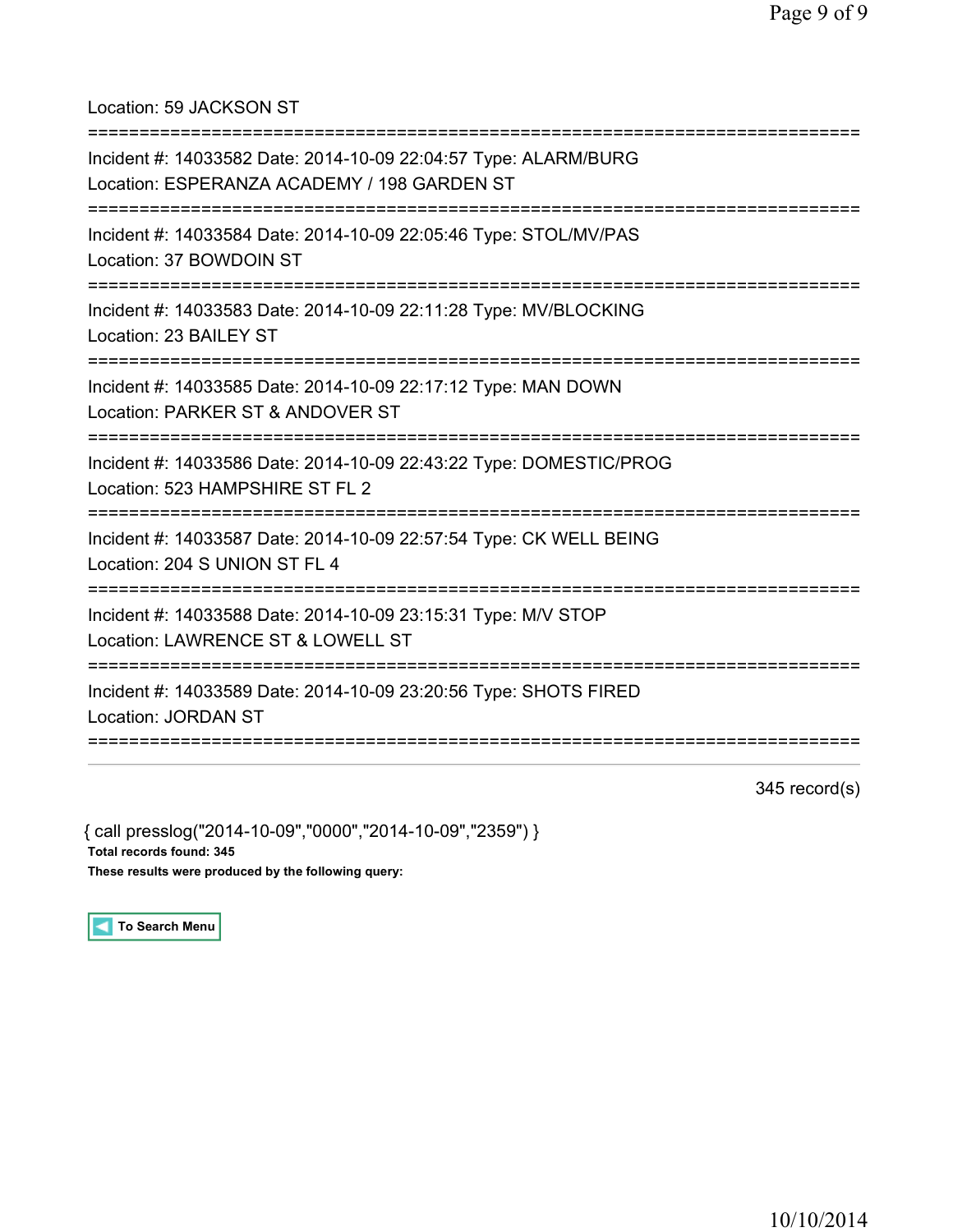Location: 59 JACKSON ST

===========================================================================

Incident #: 14033582 Date: 2014-10-09 22:04:57 Type: ALARM/BURG

Location: ESPERANZA ACADEMY / 198 GARDEN ST

===========================================================================

Incident #: 14033584 Date: 2014-10-09 22:05:46 Type: STOL/MV/PAS

Location: 37 BOWDOIN ST

===========================================================================

Incident #: 14033583 Date: 2014-10-09 22:11:28 Type: MV/BLOCKING

Location: 23 BAILEY ST

===========================================================================

Incident #: 14033585 Date: 2014-10-09 22:17:12 Type: MAN DOWN

Location: PARKER ST & ANDOVER ST

===========================================================================

Incident #: 14033586 Date: 2014-10-09 22:43:22 Type: DOMESTIC/PROG

Location: 523 HAMPSHIRE ST FL 2

===========================================================================

Incident #: 14033587 Date: 2014-10-09 22:57:54 Type: CK WELL BEING

Location: 204 S UNION ST FL 4

===========================================================================

Incident #: 14033588 Date: 2014-10-09 23:15:31 Type: M/V STOP

Location: LAWRENCE ST & LOWELL ST

===========================================================================

Incident #: 14033589 Date: 2014-10-09 23:20:56 Type: SHOTS FIRED

Location: JORDAN ST

===========================================================================

345 record(s)

{ call presslog("2014-10-09","0000","2014-10-09","2359") }

**Total records found: 345**

**These results were produced by the following query:**

To Search Menu